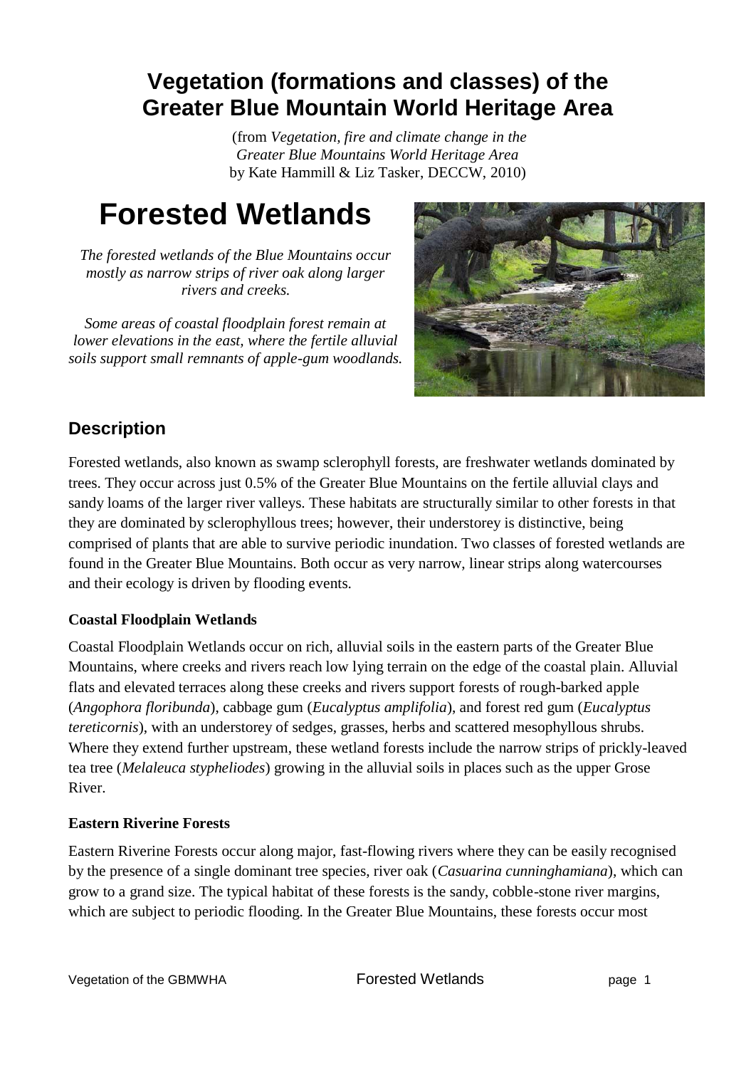# Vegetation (formations and classes) of the Greater Blue Mountain World Heritage Area

(from *Vegetation, fire and climate change in the Greater Blue Mountains World Heritage Area* by Kate Hammill & Liz Tasker, DECCW, 2010)

# Forested Wetlands

*The forested wetlands of the Blue Mountains occur mostly as narrow strips of river oak along larger rivers and creeks.*

*Some areas of coastal floodplain forest remain at lower elevations in the east, where the fertile alluvial soils support small remnants of apple-gum woodlands.*

## Description

Forested wetlands, also known as swamp sclerophyll forests, are freshwater wetlands dominated by trees. They occur across just 0.5% of the Greater Blue Mountains on the fertile alluvial clays and sandy loams of the larger river valleys. These habitats are structurally similar to other forests in that they are dominated by sclerophyllous trees; however, their understorey is distinctive, being comprised of plants that are able to survive periodic inundation. Two classes of forested wetlands are found in the Greater Blue Mountains. Both occur as very narrow, linear strips along watercourses and their ecology is driven by flooding events.

### Coastal Floodplain Wetlands

Coastal Floodplain Wetlands occur on rich, alluvial soils in the eastern parts of the Greater Blue Mountains, where creeks and rivers reach low lying terrain on the edge of the coastal plain. Alluvial flats and elevated terraces along these creeks and rivers support forests of rough-barked apple (*Angophora floribunda*), cabbage gum (*Eucalyptus amplifolia*), and forest red gum (*Eucalyptus tereticornis*), with an understorey of sedges, grasses, herbs and scattered mesophyllous shrubs. Where they extend further upstream, these wetland forests include the narrow strips of prickly-leaved tea tree (*Melaleuca stypheliodes*) growing in the alluvial soils in places such as the upper Grose River.

### Eastern Riverine Forests

Eastern Riverine Forests occur along major, fast-flowing rivers where they can be easily recognised by the presence of a single dominant tree species, river oak (*Casuarina cunninghamiana*), which can grow to a grand size. The typical habitat of these forests is the sandy, cobble-stone river margins, which are subject to periodic flooding. In the Greater Blue Mountains, these forests occur most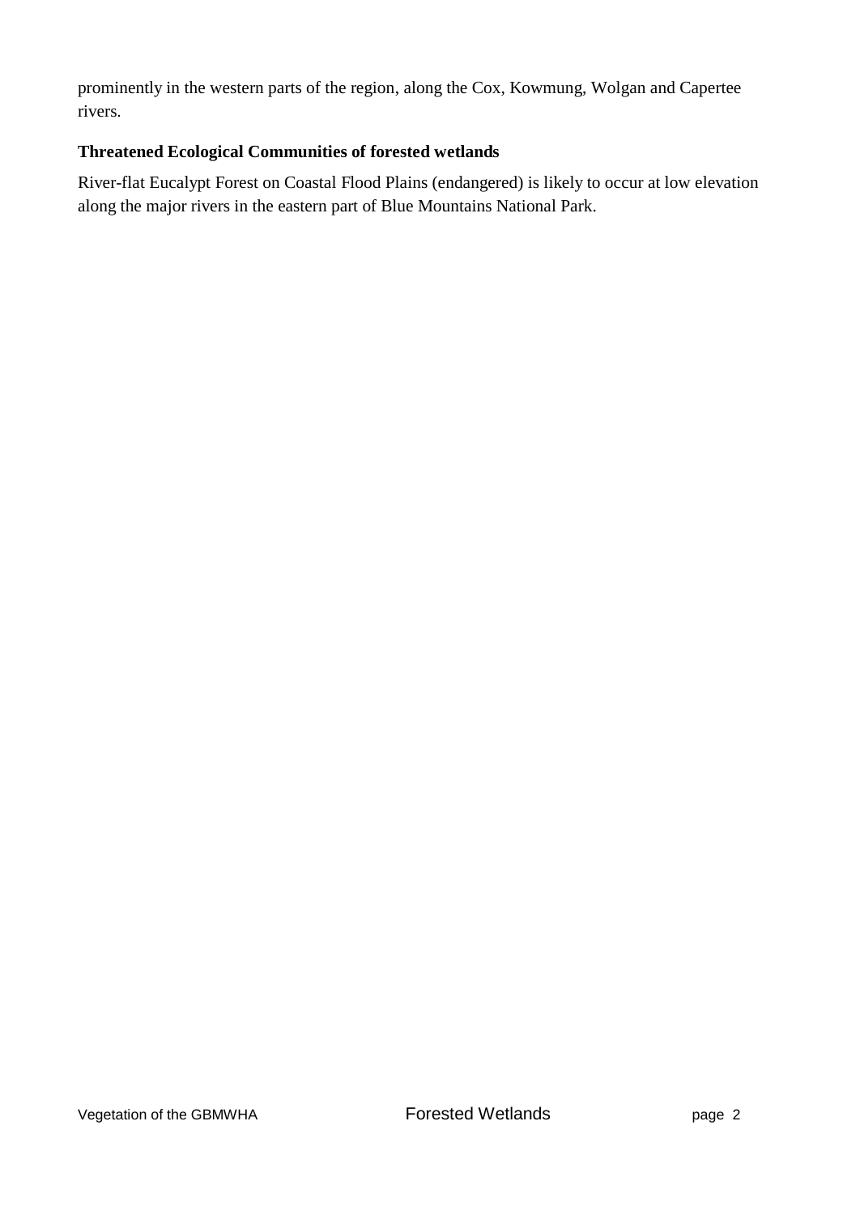prominently in the western parts of the region, along the Cox, Kowmung, Wolgan and Capertee rivers.

### Threatened Ecological Communities of forested wetlands

River-flat Eucalypt Forest on Coastal Flood Plains (endangered) is likely to occur at low elevation along the major rivers in the eastern part of Blue Mountains National Park.